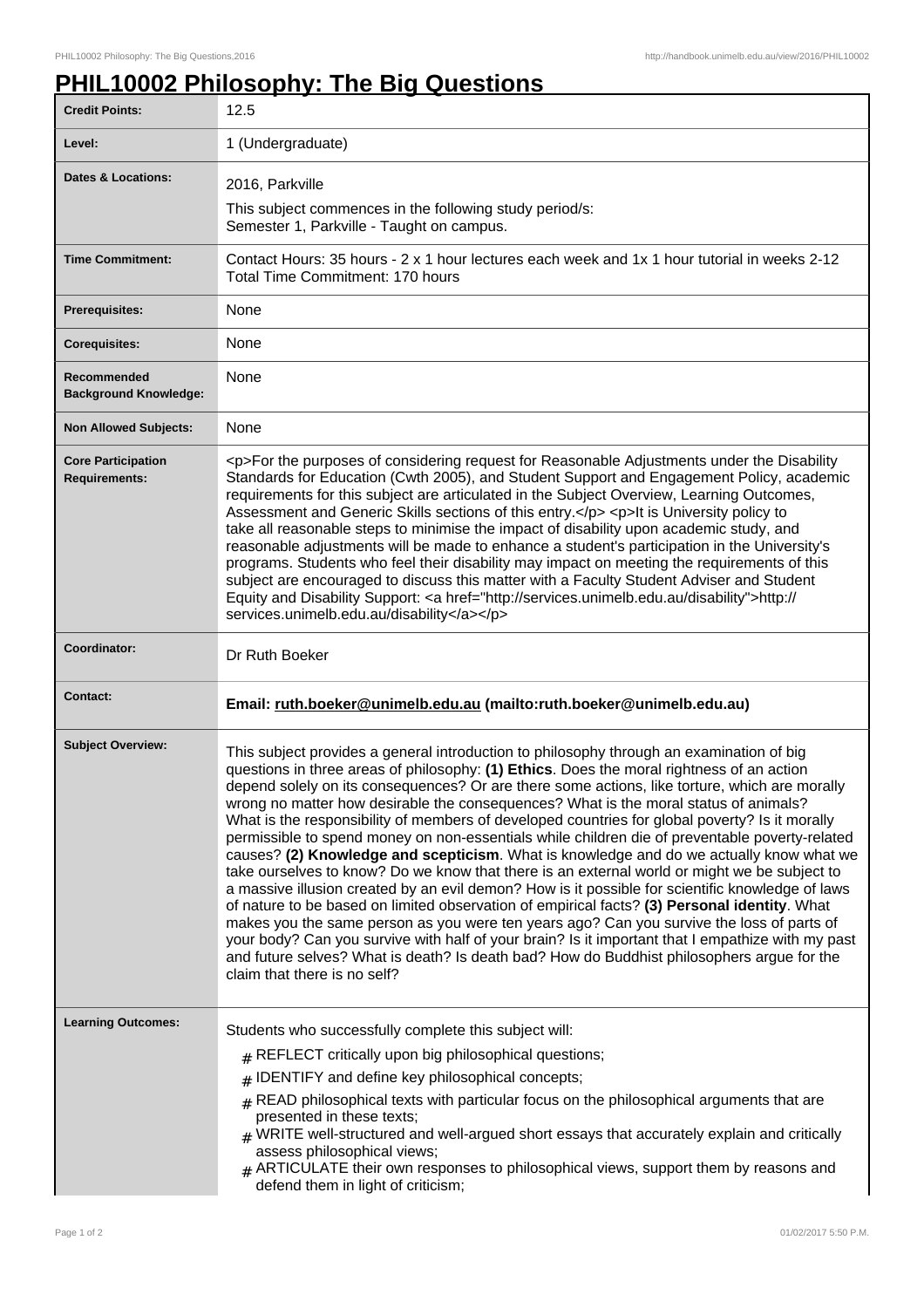# PHIL10002 Philosophy: The Big Questions

| | |
|---|---|
| **Credit Points:** | 12.5 |
| **Level:** | 1 (Undergraduate) |
| **Dates & Locations:** | 2016, Parkville<br>This subject commences in the following study period/s:<br>Semester 1, Parkville - Taught on campus. |
| **Time Commitment:** | Contact Hours: 35 hours - 2 x 1 hour lectures each week and 1x 1 hour tutorial in weeks 2-12<br>Total Time Commitment: 170 hours |
| **Prerequisites:** | None |
| **Corequisites:** | None |
| **Recommended Background Knowledge:** | None |
| **Non Allowed Subjects:** | None |
| **Core Participation Requirements:** | <p>For the purposes of considering request for Reasonable Adjustments under the Disability Standards for Education (Cwth 2005), and Student Support and Engagement Policy, academic requirements for this subject are articulated in the Subject Overview, Learning Outcomes, Assessment and Generic Skills sections of this entry.</p> <p>It is University policy to take all reasonable steps to minimise the impact of disability upon academic study, and reasonable adjustments will be made to enhance a student's participation in the University's programs. Students who feel their disability may impact on meeting the requirements of this subject are encouraged to discuss this matter with a Faculty Student Adviser and Student Equity and Disability Support: <a href="http://services.unimelb.edu.au/disability">http://services.unimelb.edu.au/disability</a></p> |
| **Coordinator:** | Dr Ruth Boeker |
| **Contact:** | **Email: ruth.boeker@unimelb.edu.au (mailto:ruth.boeker@unimelb.edu.au)** |
| **Subject Overview:** | This subject provides a general introduction to philosophy through an examination of big questions in three areas of philosophy: **(1) Ethics**. Does the moral rightness of an action depend solely on its consequences? Or are there some actions, like torture, which are morally wrong no matter how desirable the consequences? What is the moral status of animals? What is the responsibility of members of developed countries for global poverty? Is it morally permissible to spend money on non-essentials while children die of preventable poverty-related causes? **(2) Knowledge and scepticism**. What is knowledge and do we actually know what we take ourselves to know? Do we know that there is an external world or might we be subject to a massive illusion created by an evil demon? How is it possible for scientific knowledge of laws of nature to be based on limited observation of empirical facts? **(3) Personal identity**. What makes you the same person as you were ten years ago? Can you survive the loss of parts of your body? Can you survive with half of your brain? Is it important that I empathize with my past and future selves? What is death? Is death bad? How do Buddhist philosophers argue for the claim that there is no self? |
| **Learning Outcomes:** | Students who successfully complete this subject will:<br># REFLECT critically upon big philosophical questions;<br># IDENTIFY and define key philosophical concepts;<br># READ philosophical texts with particular focus on the philosophical arguments that are presented in these texts;<br># WRITE well-structured and well-argued short essays that accurately explain and critically assess philosophical views;<br># ARTICULATE their own responses to philosophical views, support them by reasons and defend them in light of criticism; |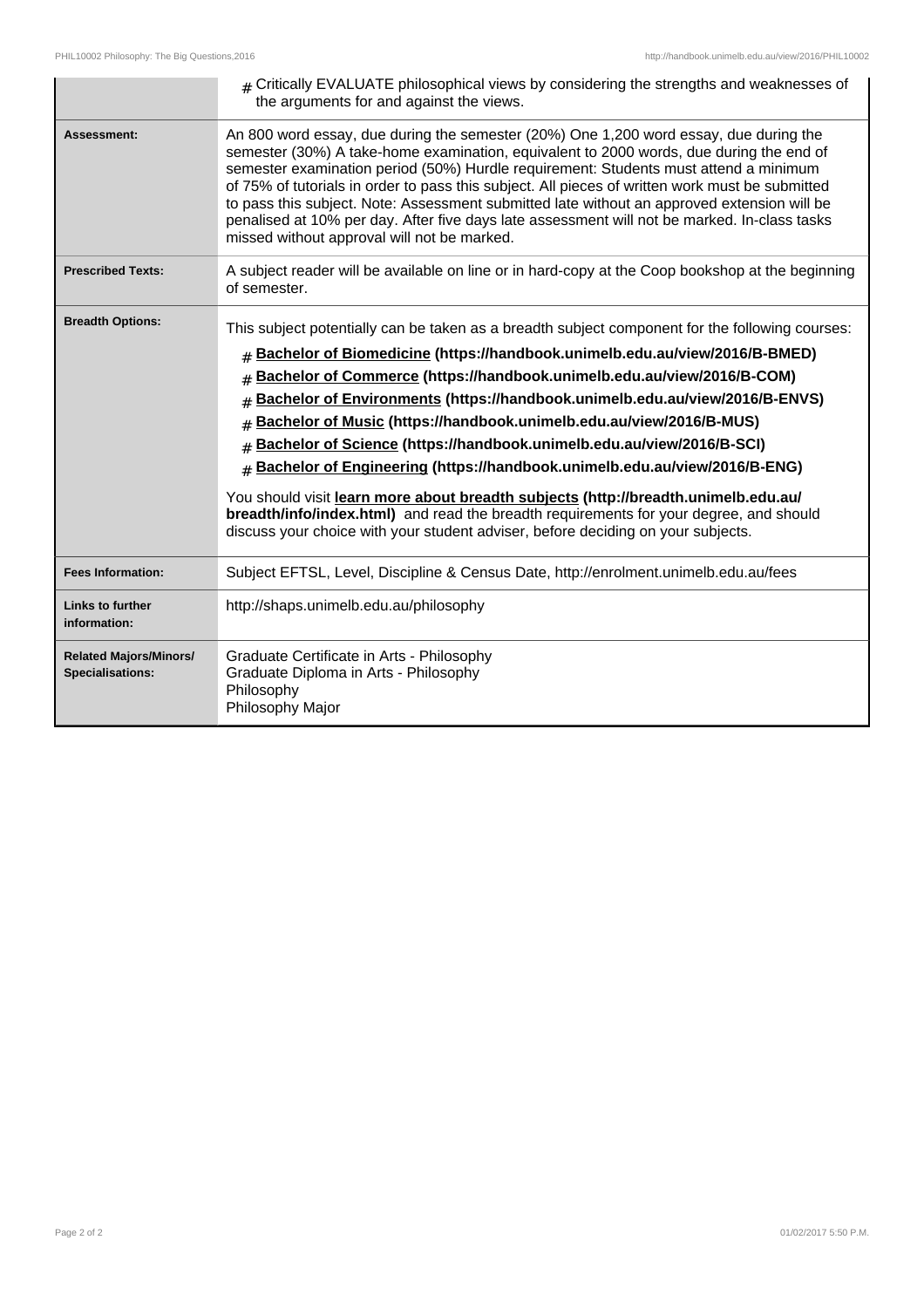| | |
|---|---|
| | # Critically EVALUATE philosophical views by considering the strengths and weaknesses of the arguments for and against the views. |
| **Assessment:** | An 800 word essay, due during the semester (20%) One 1,200 word essay, due during the semester (30%) A take-home examination, equivalent to 2000 words, due during the end of semester examination period (50%) Hurdle requirement: Students must attend a minimum of 75% of tutorials in order to pass this subject. All pieces of written work must be submitted to pass this subject. Note: Assessment submitted late without an approved extension will be penalised at 10% per day. After five days late assessment will not be marked. In-class tasks missed without approval will not be marked. |
| **Prescribed Texts:** | A subject reader will be available on line or in hard-copy at the Coop bookshop at the beginning of semester. |
| **Breadth Options:** | This subject potentially can be taken as a breadth subject component for the following courses: <br> # **Bachelor of Biomedicine (https://handbook.unimelb.edu.au/view/2016/B-BMED)** <br> # **Bachelor of Commerce (https://handbook.unimelb.edu.au/view/2016/B-COM)** <br> # **Bachelor of Environments (https://handbook.unimelb.edu.au/view/2016/B-ENVS)** <br> # **Bachelor of Music (https://handbook.unimelb.edu.au/view/2016/B-MUS)** <br> # **Bachelor of Science (https://handbook.unimelb.edu.au/view/2016/B-SCI)** <br> # **Bachelor of Engineering (https://handbook.unimelb.edu.au/view/2016/B-ENG)** <br> You should visit **learn more about breadth subjects (http://breadth.unimelb.edu.au/breadth/info/index.html)** and read the breadth requirements for your degree, and should discuss your choice with your student adviser, before deciding on your subjects. |
| **Fees Information:** | Subject EFTSL, Level, Discipline & Census Date, http://enrolment.unimelb.edu.au/fees |
| **Links to further information:** | http://shaps.unimelb.edu.au/philosophy |
| **Related Majors/Minors/ Specialisations:** | Graduate Certificate in Arts - Philosophy <br> Graduate Diploma in Arts - Philosophy <br> Philosophy <br> Philosophy Major |